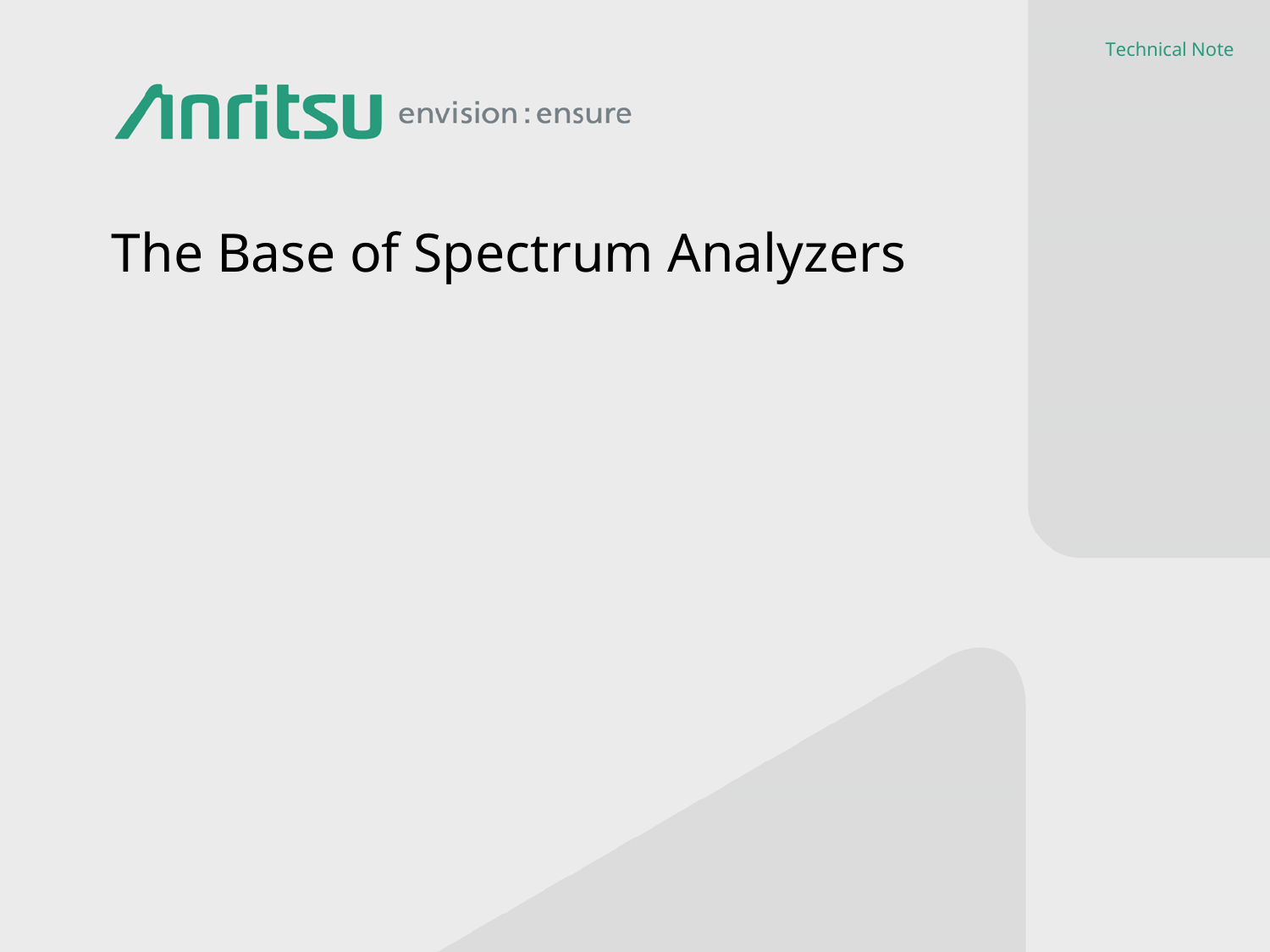Technical Note

Anritsu envision : ensure

# The Base of Spectrum Analyzers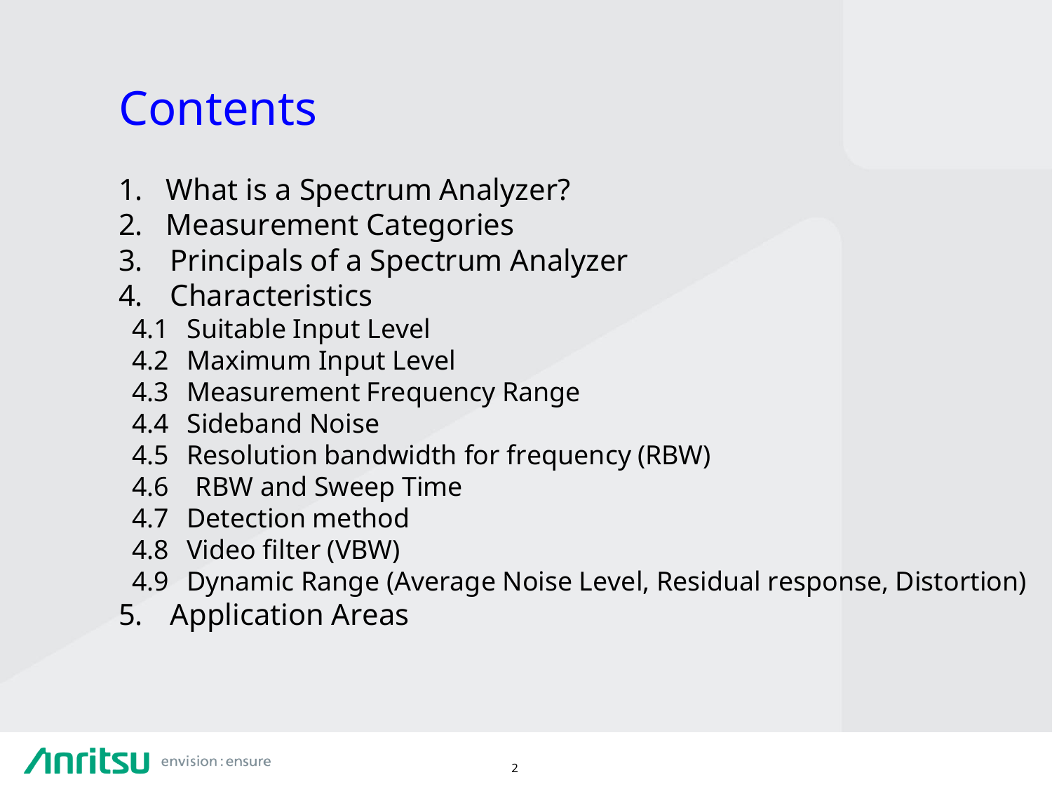# Contents

1. What is a Spectrum Analyzer?
2. Measurement Categories
3. Principals of a Spectrum Analyzer
4. Characteristics
   - 4.1 Suitable Input Level
   - 4.2 Maximum Input Level
   - 4.3 Measurement Frequency Range
   - 4.4 Sideband Noise
   - 4.5 Resolution bandwidth for frequency (RBW)
   - 4.6 RBW and Sweep Time
   - 4.7 Detection method
   - 4.8 Video filter (VBW)
   - 4.9 Dynamic Range (Average Noise Level, Residual response, Distortion)
5. Application Areas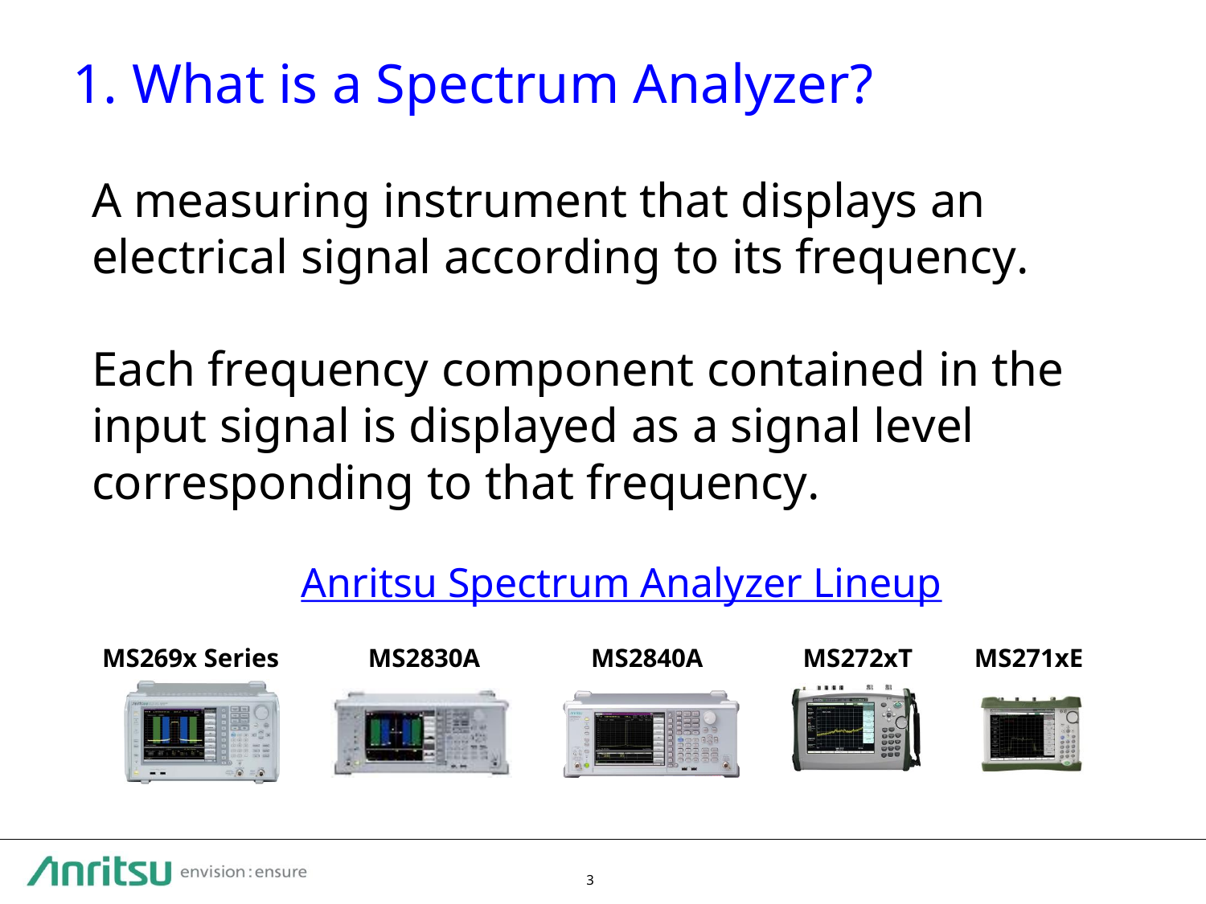# 1. What is a Spectrum Analyzer?

A measuring instrument that displays an electrical signal according to its frequency.

Each frequency component contained in the input signal is displayed as a signal level corresponding to that frequency.

[Anritsu Spectrum Analyzer Lineup]

**MS269x Series** **MS2830A** **MS2840A** **MS272xT** **MS271xE**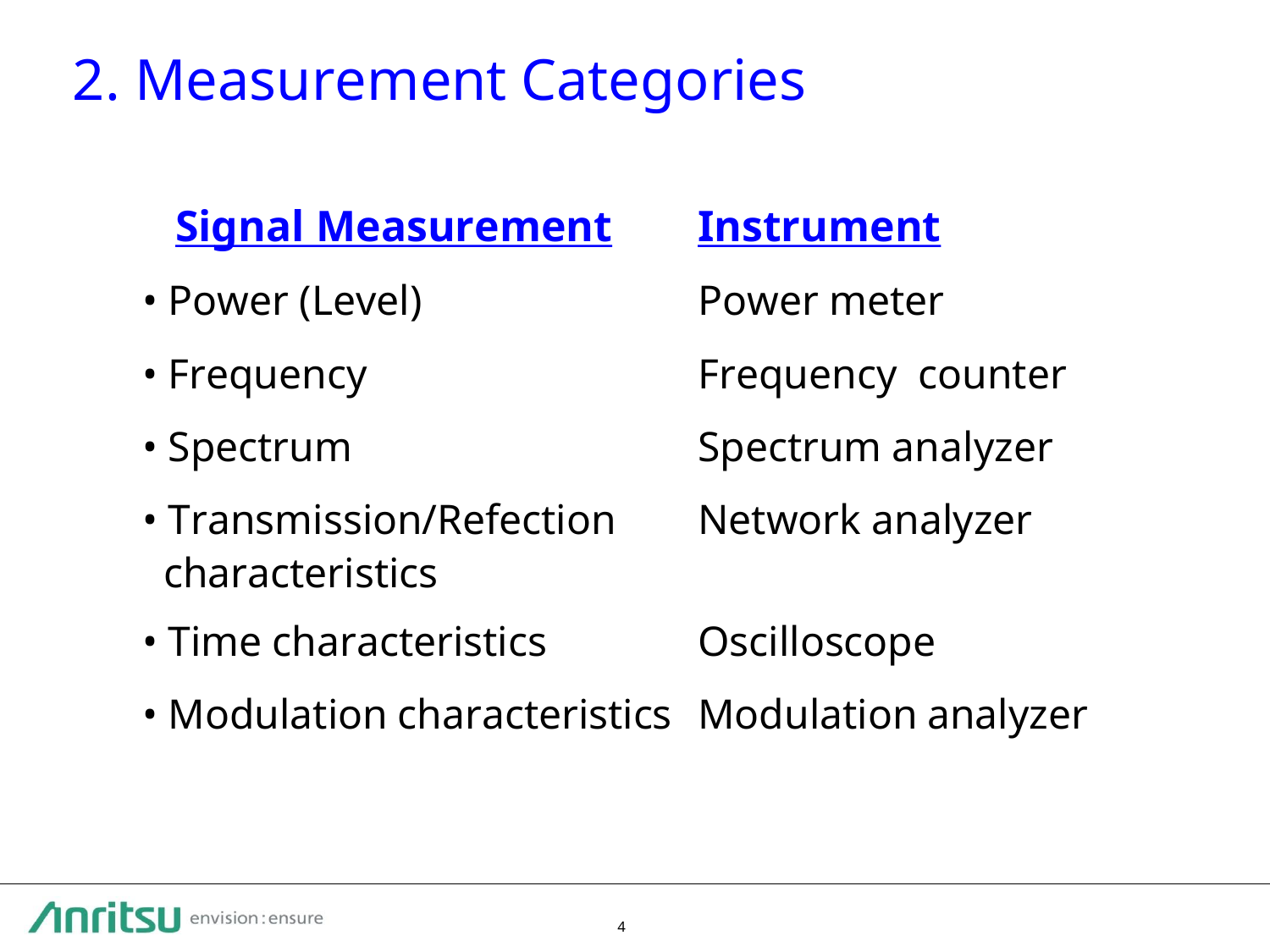# 2. Measurement Categories

| Signal Measurement | Instrument |
| --- | --- |
| • Power (Level) | Power meter |
| • Frequency | Frequency counter |
| • Spectrum | Spectrum analyzer |
| • Transmission/Refection characteristics | Network analyzer |
| • Time characteristics | Oscilloscope |
| • Modulation characteristics | Modulation analyzer |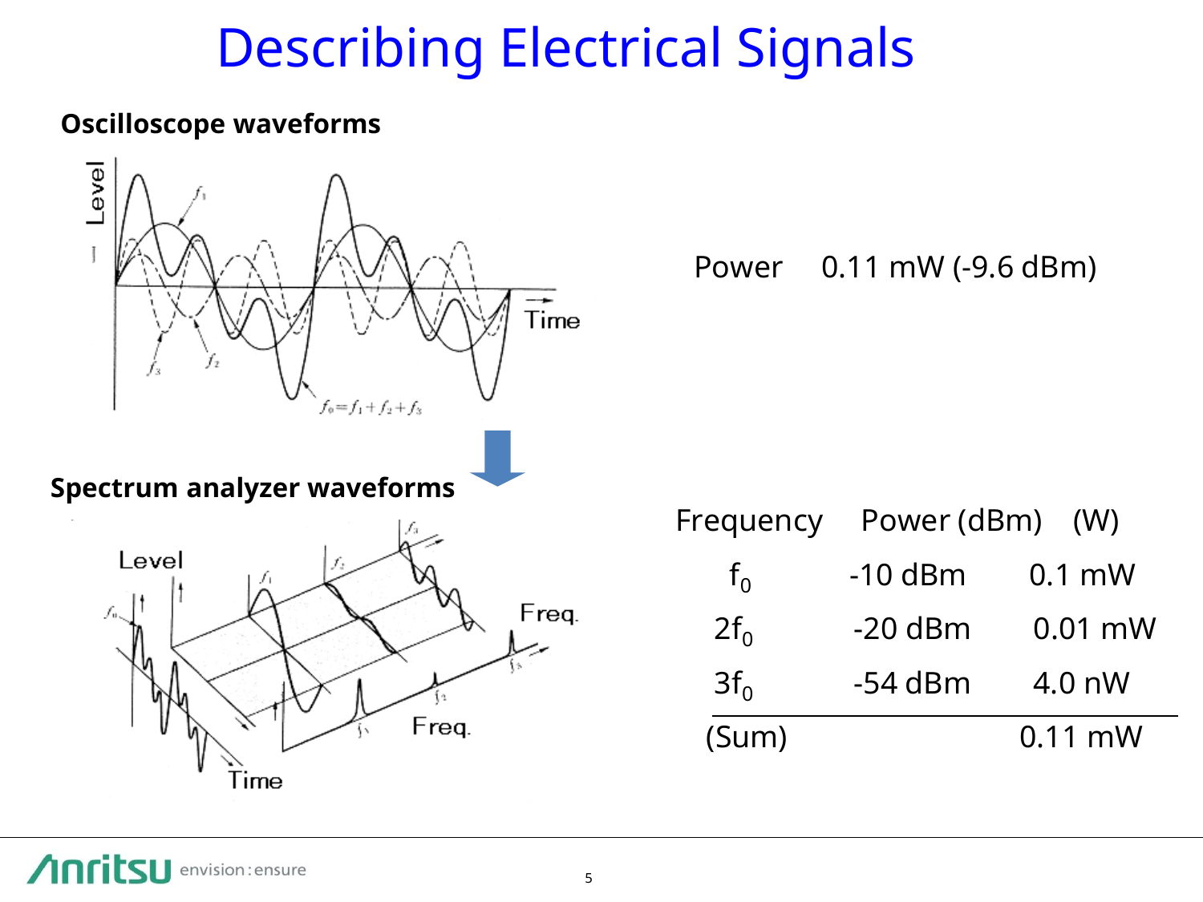# Describing Electrical Signals

**Oscilloscope waveforms**

Power    0.11 mW (-9.6 dBm)

**Spectrum analyzer waveforms**

| Frequency | Power (dBm) | (W) |
|---|---|---|
| $f_0$ | -10 dBm | 0.1 mW |
| $2f_0$ | -20 dBm | 0.01 mW |
| $3f_0$ | -54 dBm | 4.0 nW |
| (Sum) | | 0.11 mW |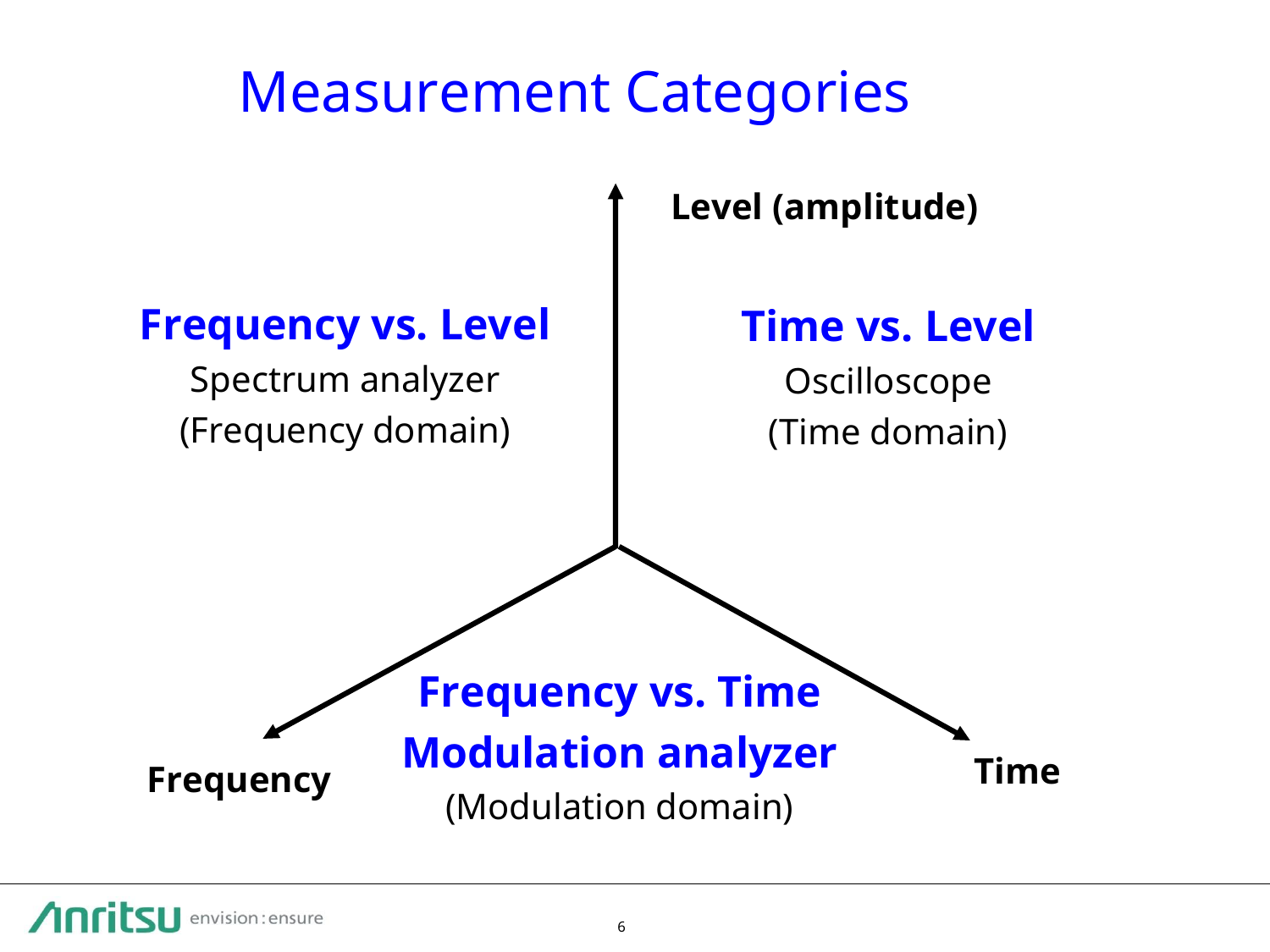# Measurement Categories

**Level (amplitude)**

**Frequency vs. Level**
Spectrum analyzer
(Frequency domain)

**Time vs. Level**
Oscilloscope
(Time domain)

**Frequency vs. Time**
**Modulation analyzer**
(Modulation domain)

**Frequency**

**Time**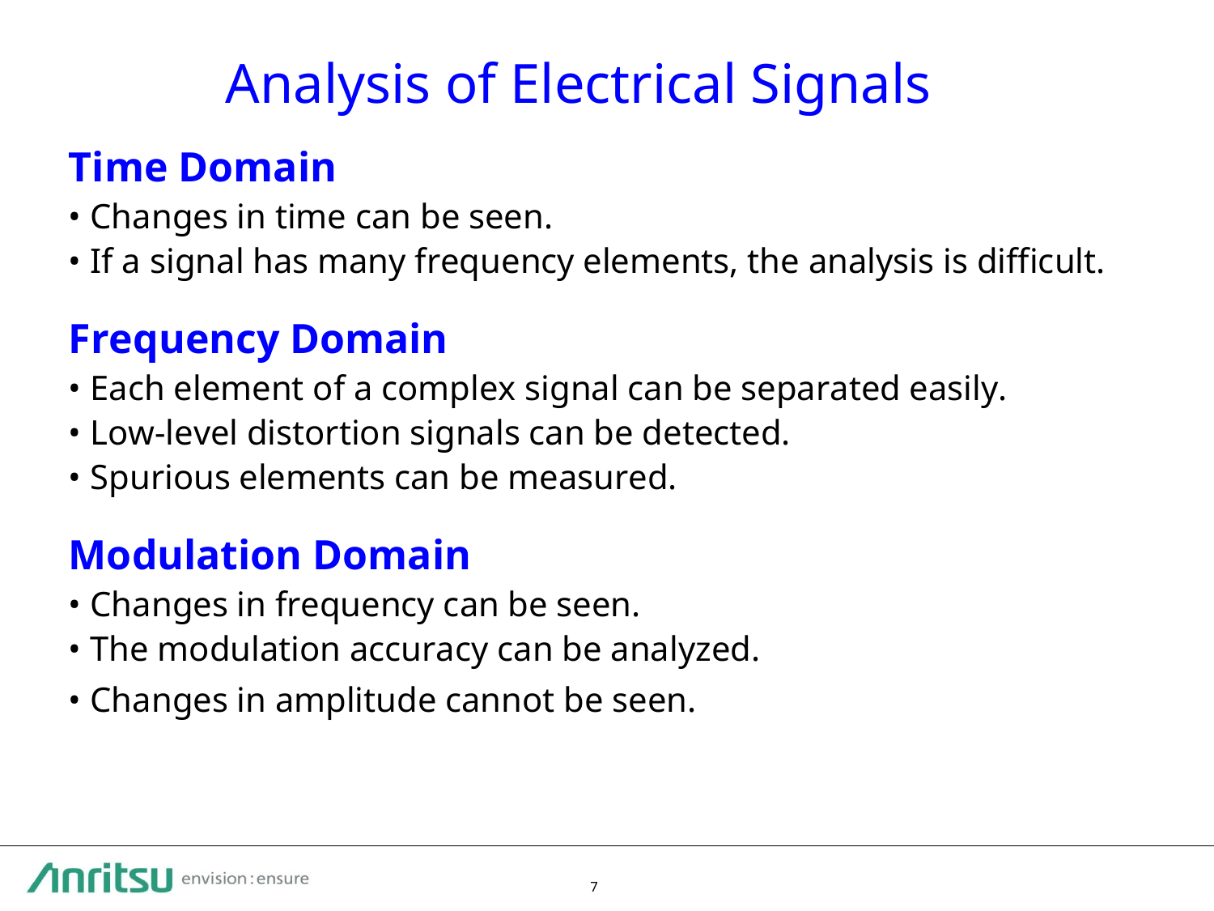# Analysis of Electrical Signals

## Time Domain

- Changes in time can be seen.
- If a signal has many frequency elements, the analysis is difficult.

## Frequency Domain

- Each element of a complex signal can be separated easily.
- Low-level distortion signals can be detected.
- Spurious elements can be measured.

## Modulation Domain

- Changes in frequency can be seen.
- The modulation accuracy can be analyzed.
- Changes in amplitude cannot be seen.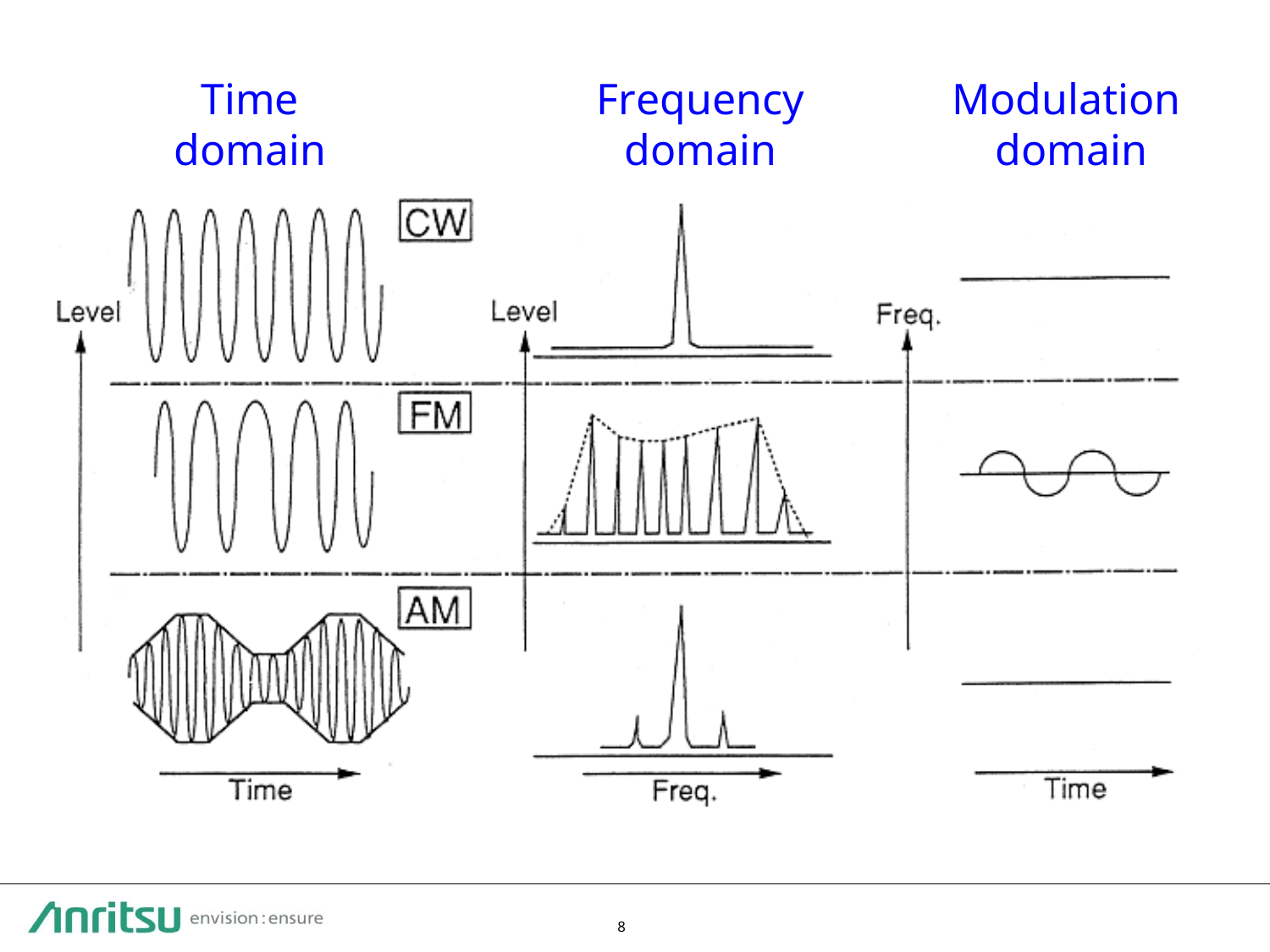Time domain | Frequency domain | Modulation domain

CW

FM

AM

Level

Level

Freq.

Time

Freq.

Time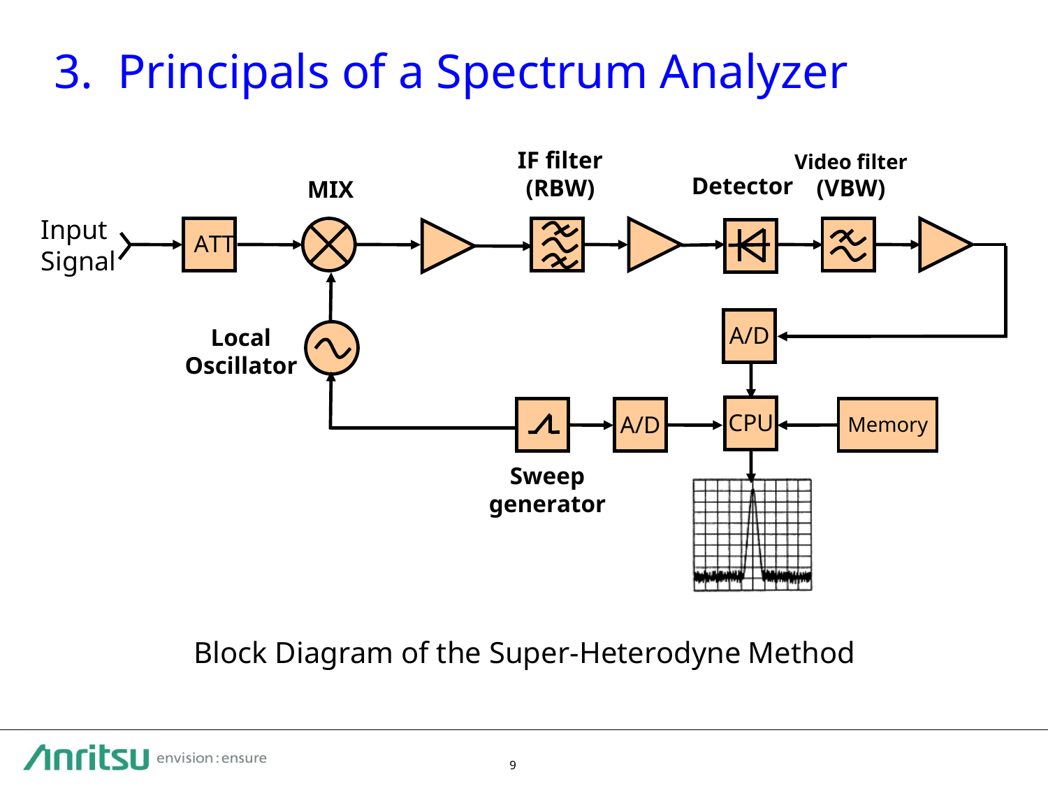# 3. Principals of a Spectrum Analyzer

Input Signal

ATT

MIX

Local Oscillator

IF filter (RBW)

Detector

Video filter (VBW)

A/D

CPU

Memory

A/D

Sweep generator

Block Diagram of the Super-Heterodyne Method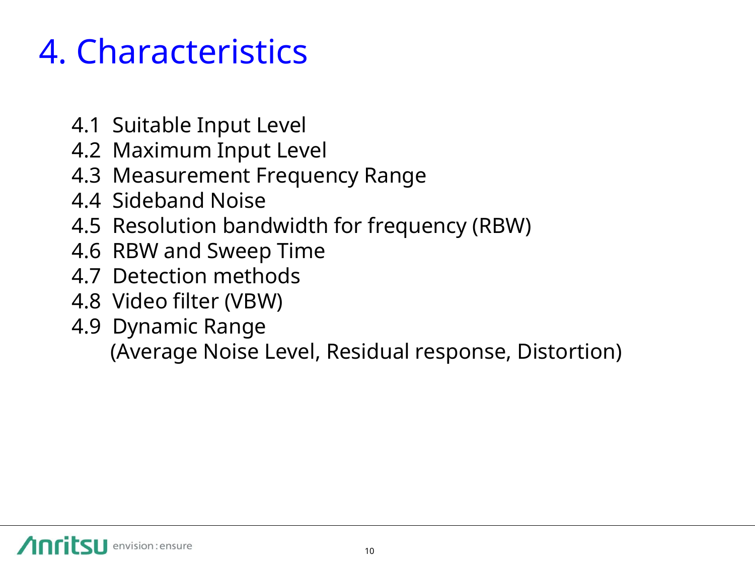# 4. Characteristics

4.1 Suitable Input Level
4.2 Maximum Input Level
4.3 Measurement Frequency Range
4.4 Sideband Noise
4.5 Resolution bandwidth for frequency (RBW)
4.6 RBW and Sweep Time
4.7 Detection methods
4.8 Video filter (VBW)
4.9 Dynamic Range
(Average Noise Level, Residual response, Distortion)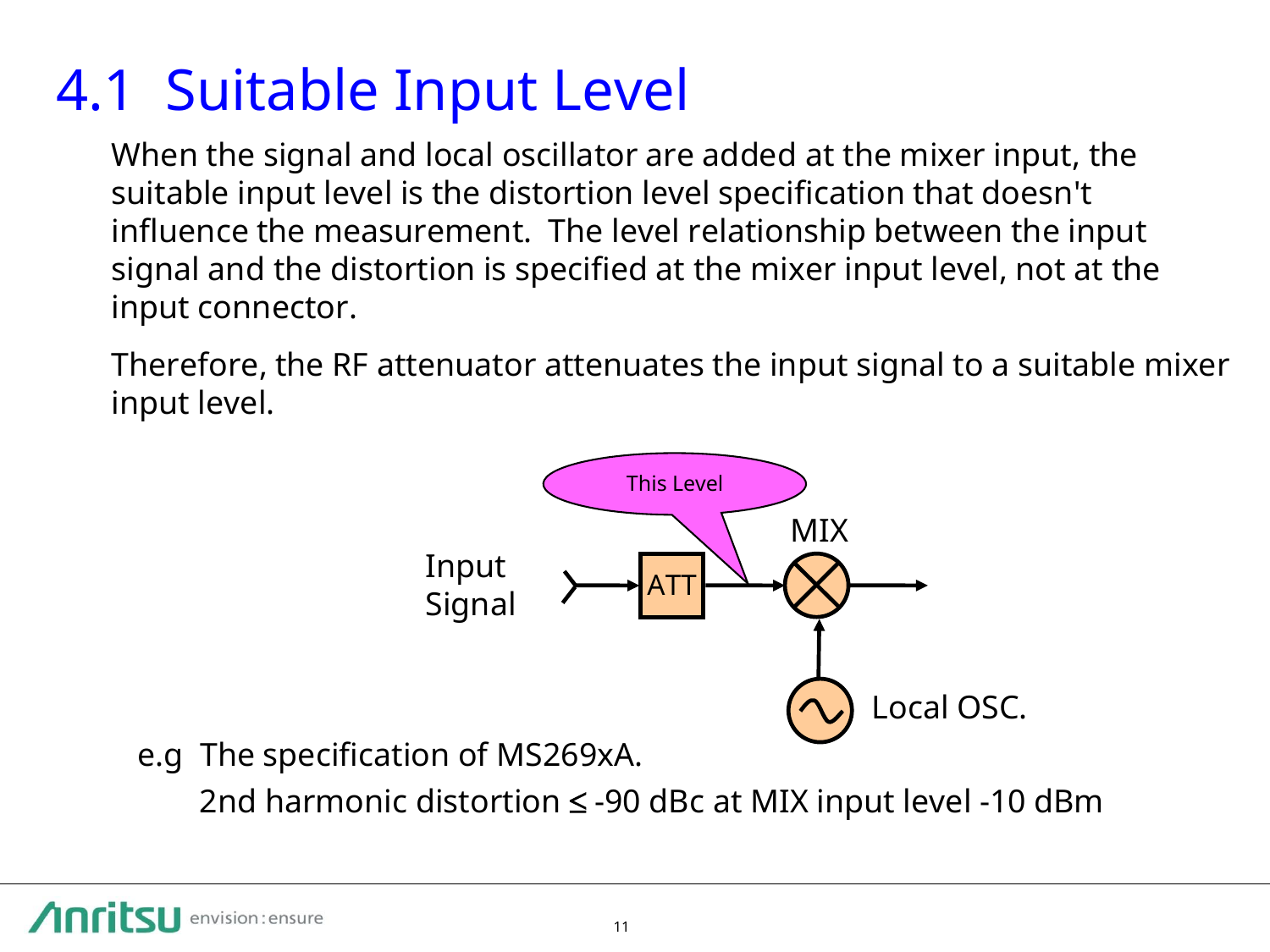# 4.1 Suitable Input Level

When the signal and local oscillator are added at the mixer input, the suitable input level is the distortion level specification that doesn't influence the measurement. The level relationship between the input signal and the distortion is specified at the mixer input level, not at the input connector.

Therefore, the RF attenuator attenuates the input signal to a suitable mixer input level.

This Level

Input Signal — ATT — MIX — Local OSC.

e.g The specification of MS269xA.

2nd harmonic distortion ≤ -90 dBc at MIX input level -10 dBm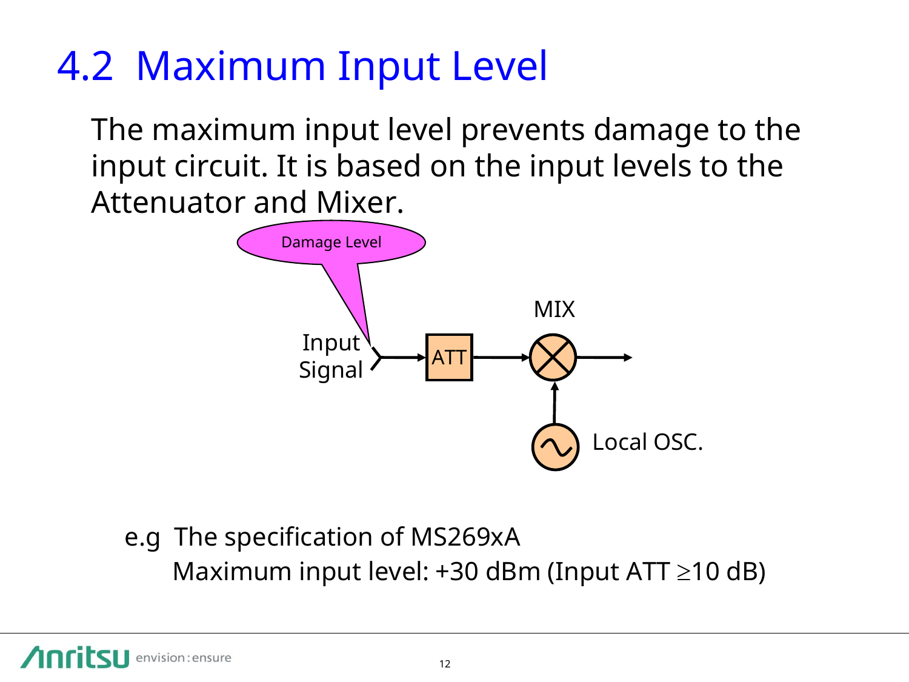# 4.2 Maximum Input Level

The maximum input level prevents damage to the input circuit. It is based on the input levels to the Attenuator and Mixer.

Damage Level

Input Signal → ATT → MIX →

Local OSC.

e.g The specification of MS269xA

Maximum input level: +30 dBm (Input ATT $\geq$10 dB)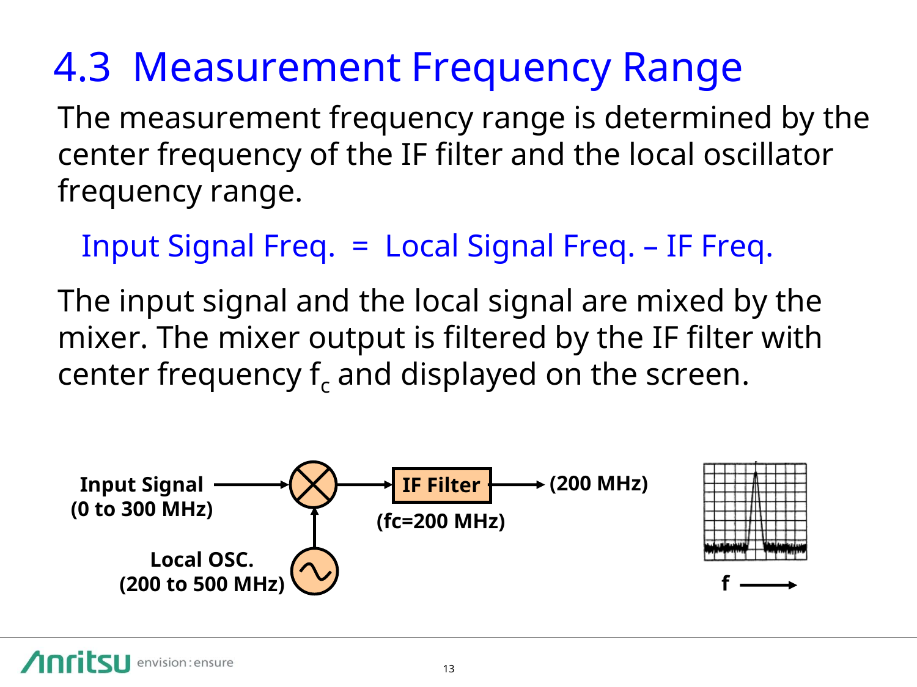# 4.3 Measurement Frequency Range

The measurement frequency range is determined by the center frequency of the IF filter and the local oscillator frequency range.

Input Signal Freq. = Local Signal Freq. – IF Freq.

The input signal and the local signal are mixed by the mixer. The mixer output is filtered by the IF filter with center frequency $f_c$ and displayed on the screen.

**Input Signal (0 to 300 MHz)**

**Local OSC. (200 to 500 MHz)**

**IF Filter (fc=200 MHz)**

**(200 MHz)**

**f**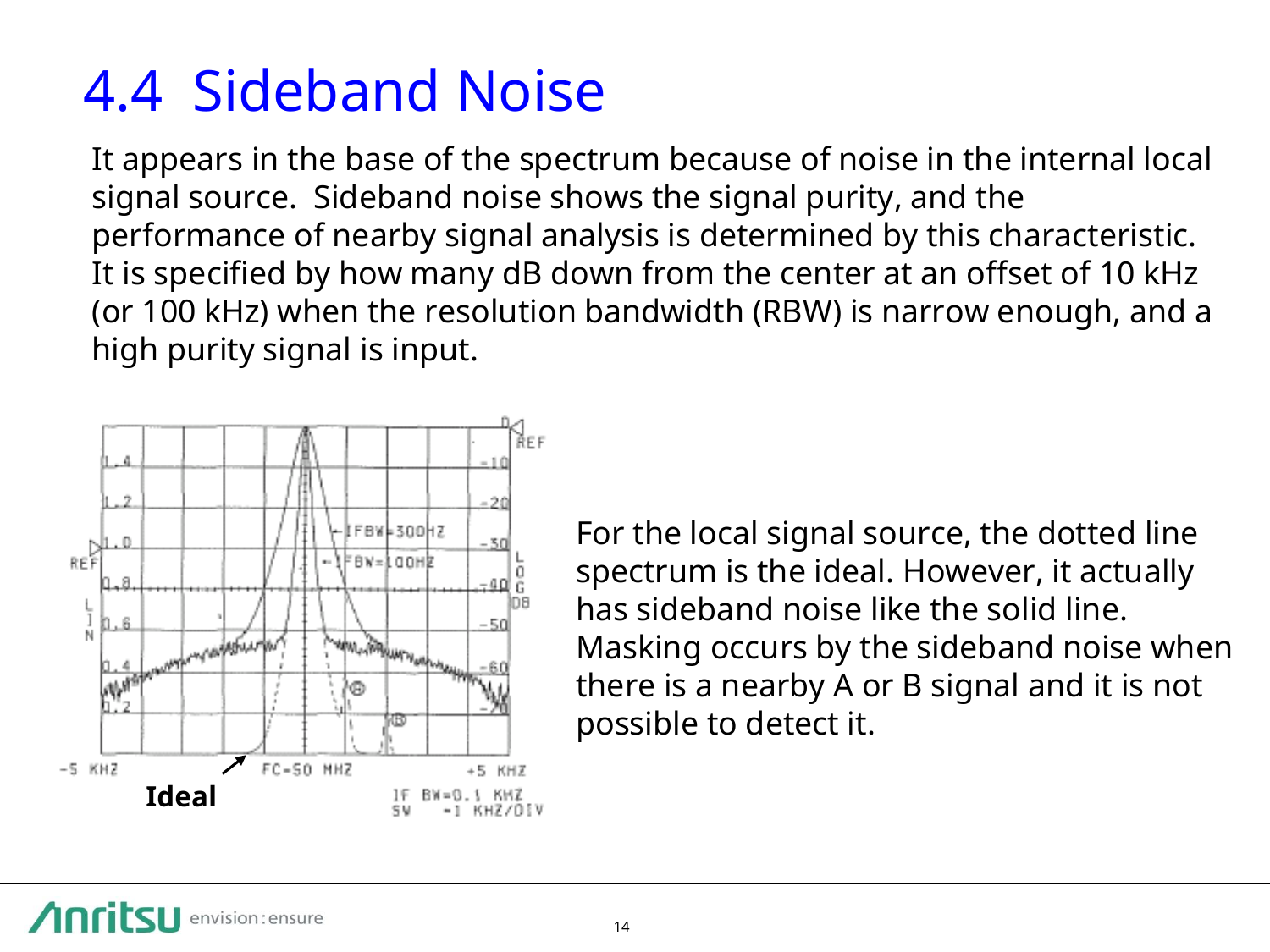# 4.4 Sideband Noise

It appears in the base of the spectrum because of noise in the internal local signal source. Sideband noise shows the signal purity, and the performance of nearby signal analysis is determined by this characteristic. It is specified by how many dB down from the center at an offset of 10 kHz (or 100 kHz) when the resolution bandwidth (RBW) is narrow enough, and a high purity signal is input.

For the local signal source, the dotted line spectrum is the ideal. However, it actually has sideband noise like the solid line. Masking occurs by the sideband noise when there is a nearby A or B signal and it is not possible to detect it.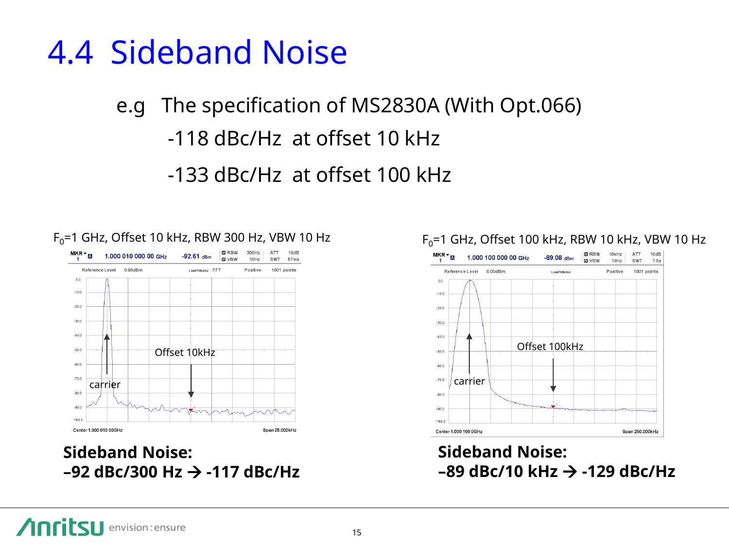# 4.4 Sideband Noise

e.g The specification of MS2830A (With Opt.066)

-118 dBc/Hz at offset 10 kHz

-133 dBc/Hz at offset 100 kHz

$F_0$=1 GHz, Offset 10 kHz, RBW 300 Hz, VBW 10 Hz

**Sideband Noise:**
**–92 dBc/300 Hz → -117 dBc/Hz**

$F_0$=1 GHz, Offset 100 kHz, RBW 10 kHz, VBW 10 Hz

**Sideband Noise:**
**–89 dBc/10 kHz → -129 dBc/Hz**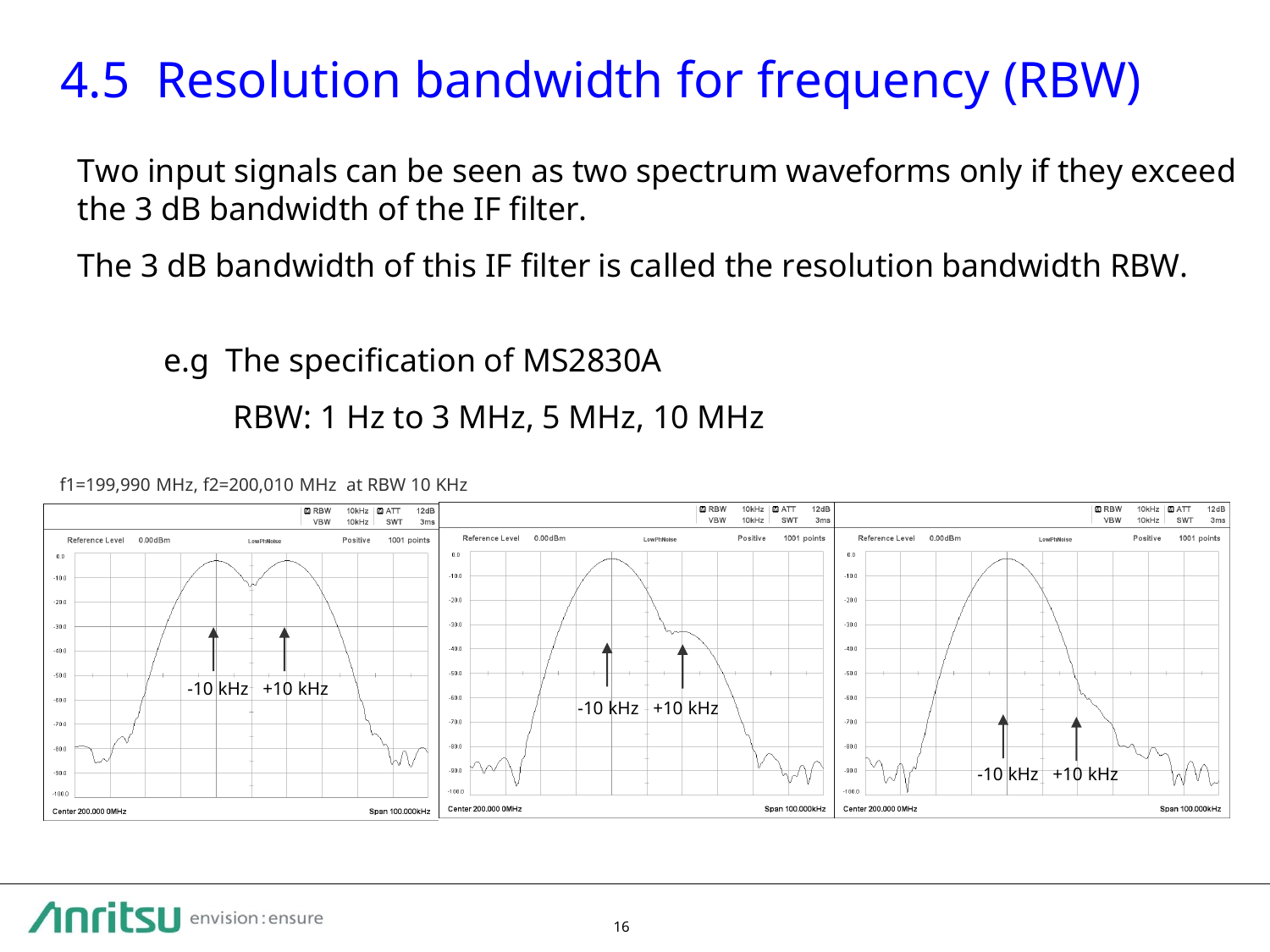# 4.5 Resolution bandwidth for frequency (RBW)

Two input signals can be seen as two spectrum waveforms only if they exceed the 3 dB bandwidth of the IF filter.

The 3 dB bandwidth of this IF filter is called the resolution bandwidth RBW.

e.g The specification of MS2830A

RBW: 1 Hz to 3 MHz, 5 MHz, 10 MHz

f1=199,990 MHz, f2=200,010 MHz at RBW 10 KHz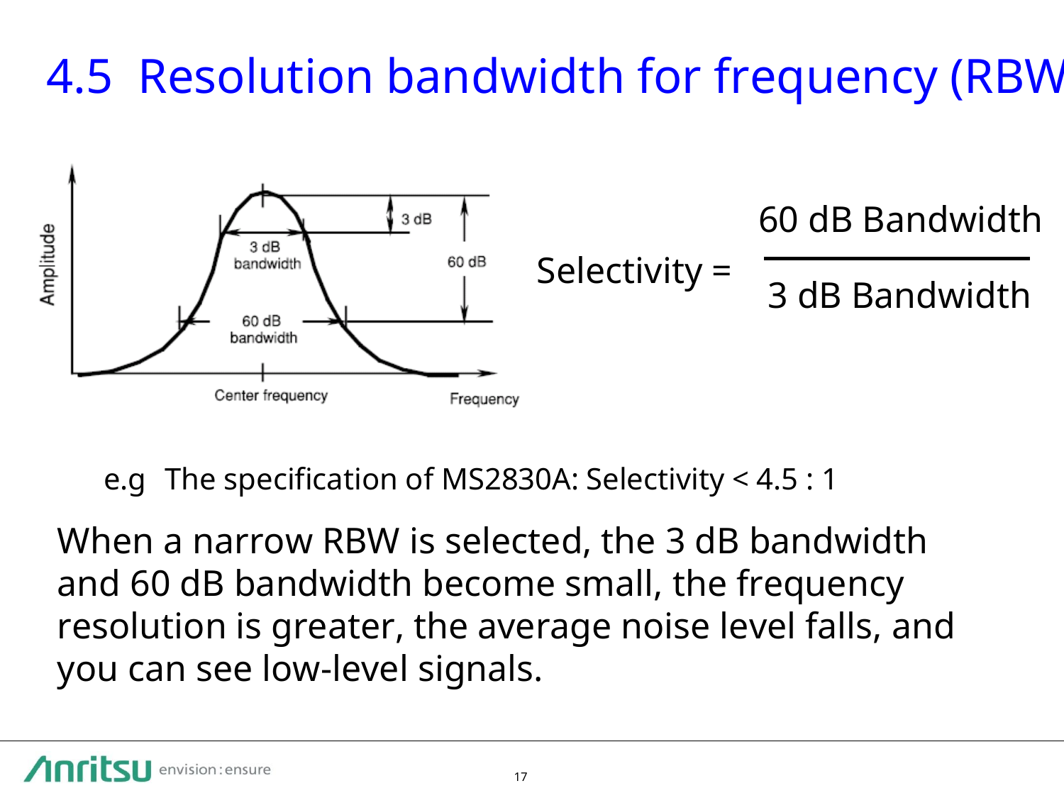# 4.5 Resolution bandwidth for frequency (RBW

Amplitude

3 dB

3 dB bandwidth

60 dB

60 dB bandwidth

Center frequency

Frequency

$$\text{Selectivity} = \frac{\text{60 dB Bandwidth}}{\text{3 dB Bandwidth}}$$

e.g The specification of MS2830A: Selectivity < 4.5 : 1

When a narrow RBW is selected, the 3 dB bandwidth and 60 dB bandwidth become small, the frequency resolution is greater, the average noise level falls, and you can see low-level signals.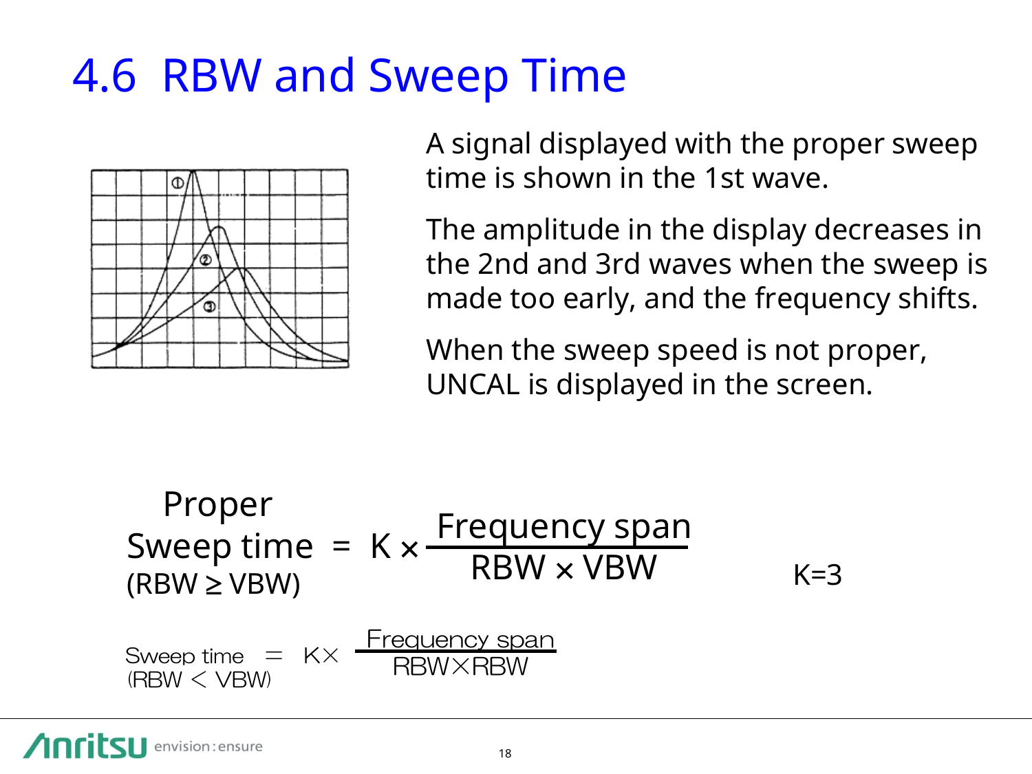# 4.6 RBW and Sweep Time

A signal displayed with the proper sweep time is shown in the 1st wave.

The amplitude in the display decreases in the 2nd and 3rd waves when the sweep is made too early, and the frequency shifts.

When the sweep speed is not proper, UNCAL is displayed in the screen.

$$\text{Proper Sweep time (RBW} \geq \text{VBW)} = K \times \frac{\text{Frequency span}}{\text{RBW} \times \text{VBW}}$$

K=3

$$\text{Sweep time (RBW} < \text{VBW)} = K \times \frac{\text{Frequency span}}{\text{RBW} \times \text{RBW}}$$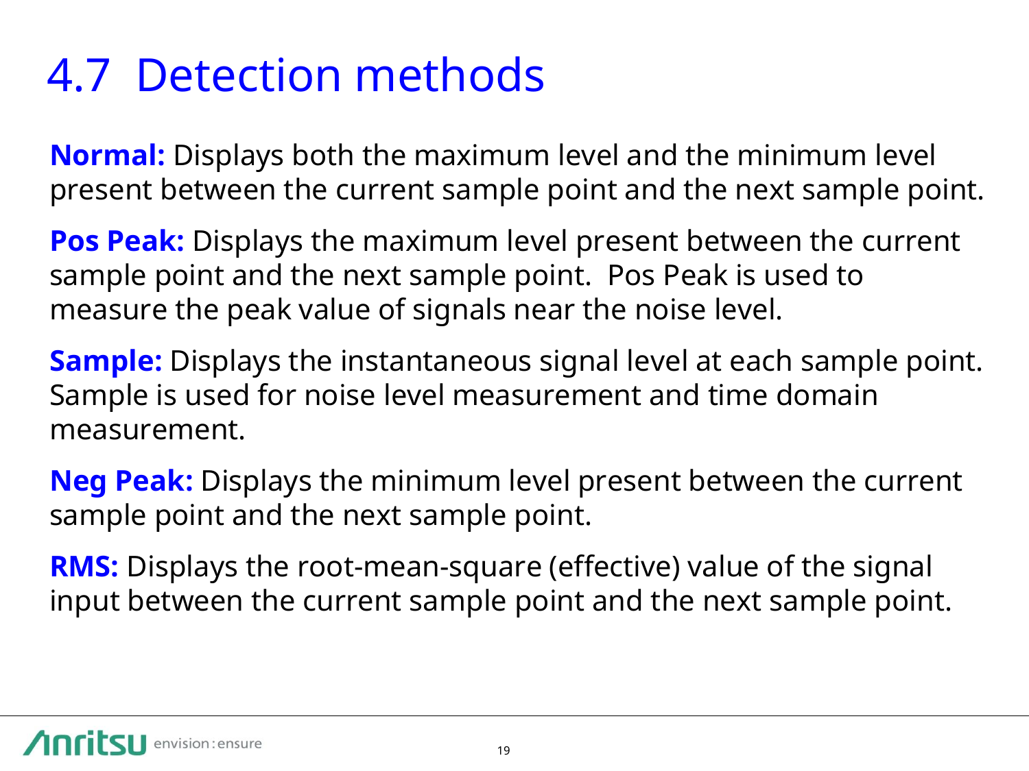# 4.7 Detection methods

**Normal:** Displays both the maximum level and the minimum level present between the current sample point and the next sample point.

**Pos Peak:** Displays the maximum level present between the current sample point and the next sample point. Pos Peak is used to measure the peak value of signals near the noise level.

**Sample:** Displays the instantaneous signal level at each sample point. Sample is used for noise level measurement and time domain measurement.

**Neg Peak:** Displays the minimum level present between the current sample point and the next sample point.

**RMS:** Displays the root-mean-square (effective) value of the signal input between the current sample point and the next sample point.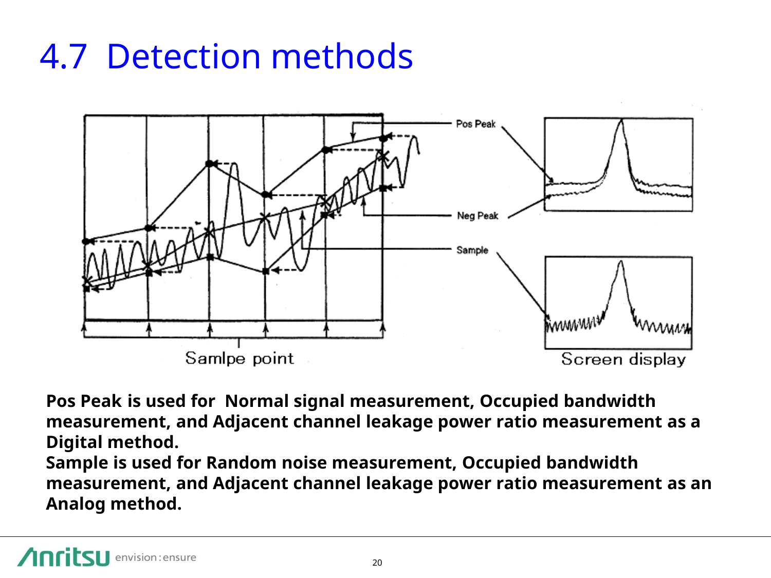# 4.7 Detection methods

Pos Peak

Neg Peak

Sample

Samlpe point

Screen display

**Pos Peak is used for Normal signal measurement, Occupied bandwidth measurement, and Adjacent channel leakage power ratio measurement as a Digital method.**
**Sample is used for Random noise measurement, Occupied bandwidth measurement, and Adjacent channel leakage power ratio measurement as an Analog method.**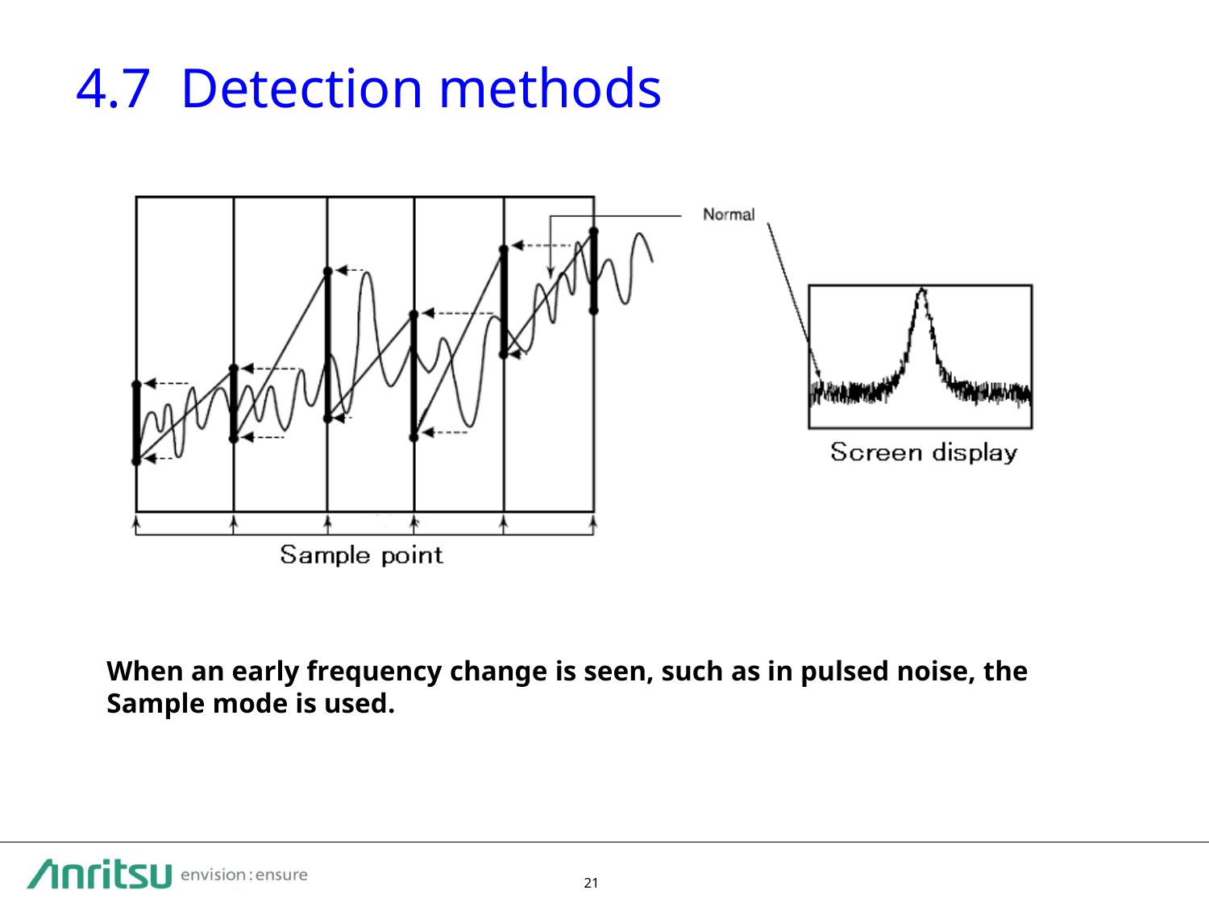# 4.7 Detection methods

Normal

Screen display

Sample point

**When an early frequency change is seen, such as in pulsed noise, the Sample mode is used.**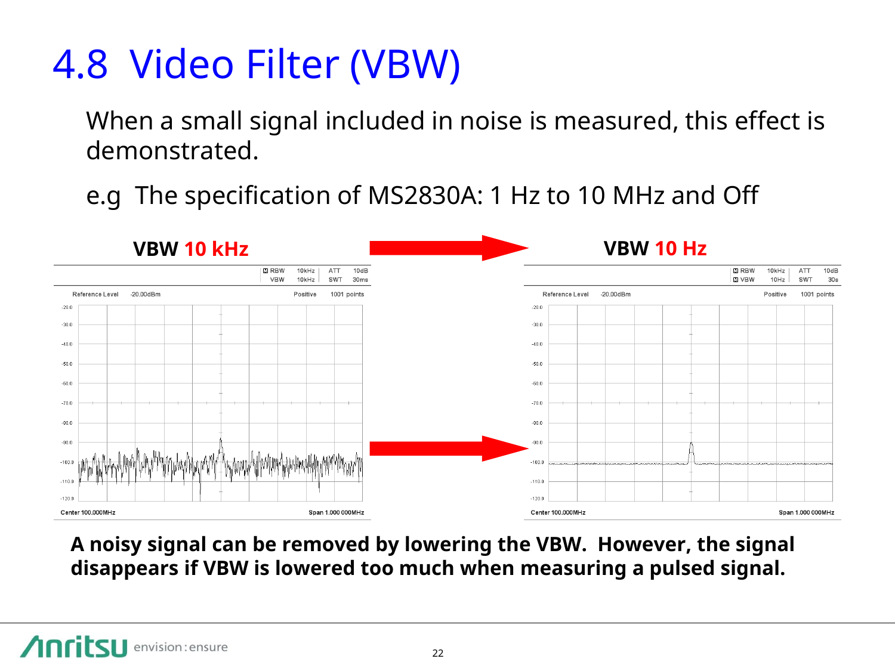# 4.8 Video Filter (VBW)

When a small signal included in noise is measured, this effect is demonstrated.

e.g The specification of MS2830A: 1 Hz to 10 MHz and Off

**VBW 10 kHz** → **VBW 10 Hz**

**A noisy signal can be removed by lowering the VBW. However, the signal disappears if VBW is lowered too much when measuring a pulsed signal.**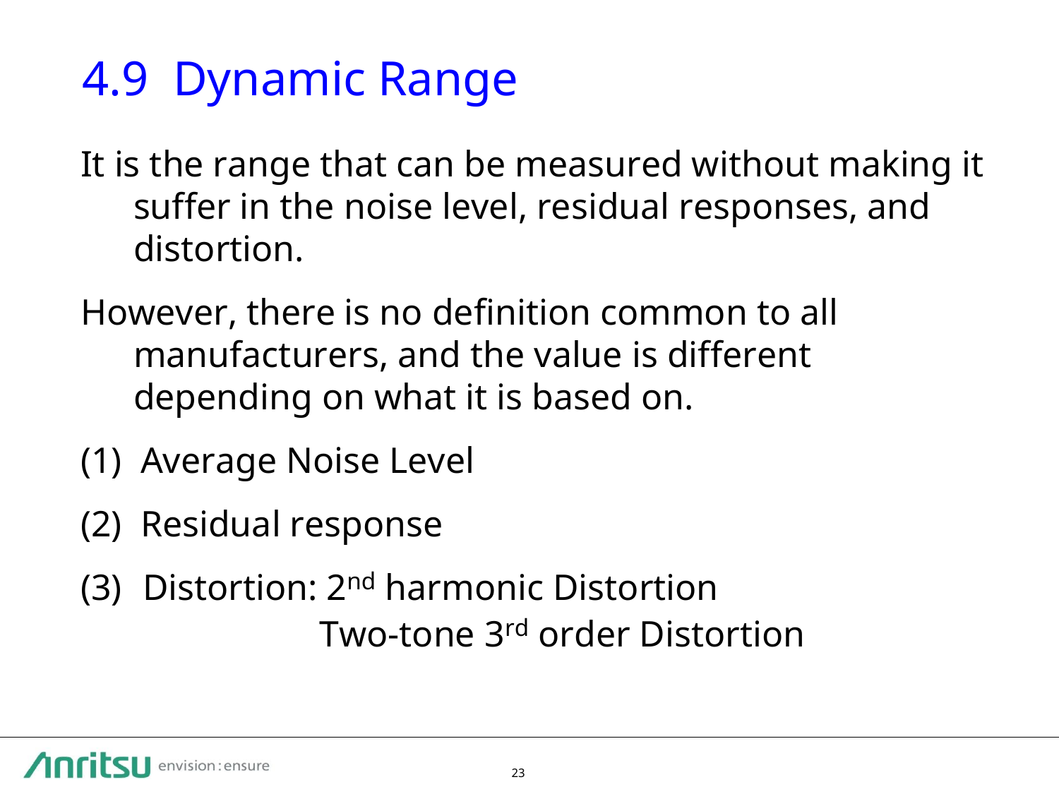# 4.9 Dynamic Range

It is the range that can be measured without making it suffer in the noise level, residual responses, and distortion.

However, there is no definition common to all manufacturers, and the value is different depending on what it is based on.

(1) Average Noise Level

(2) Residual response

(3) Distortion: $2^{nd}$ harmonic Distortion
Two-tone $3^{rd}$ order Distortion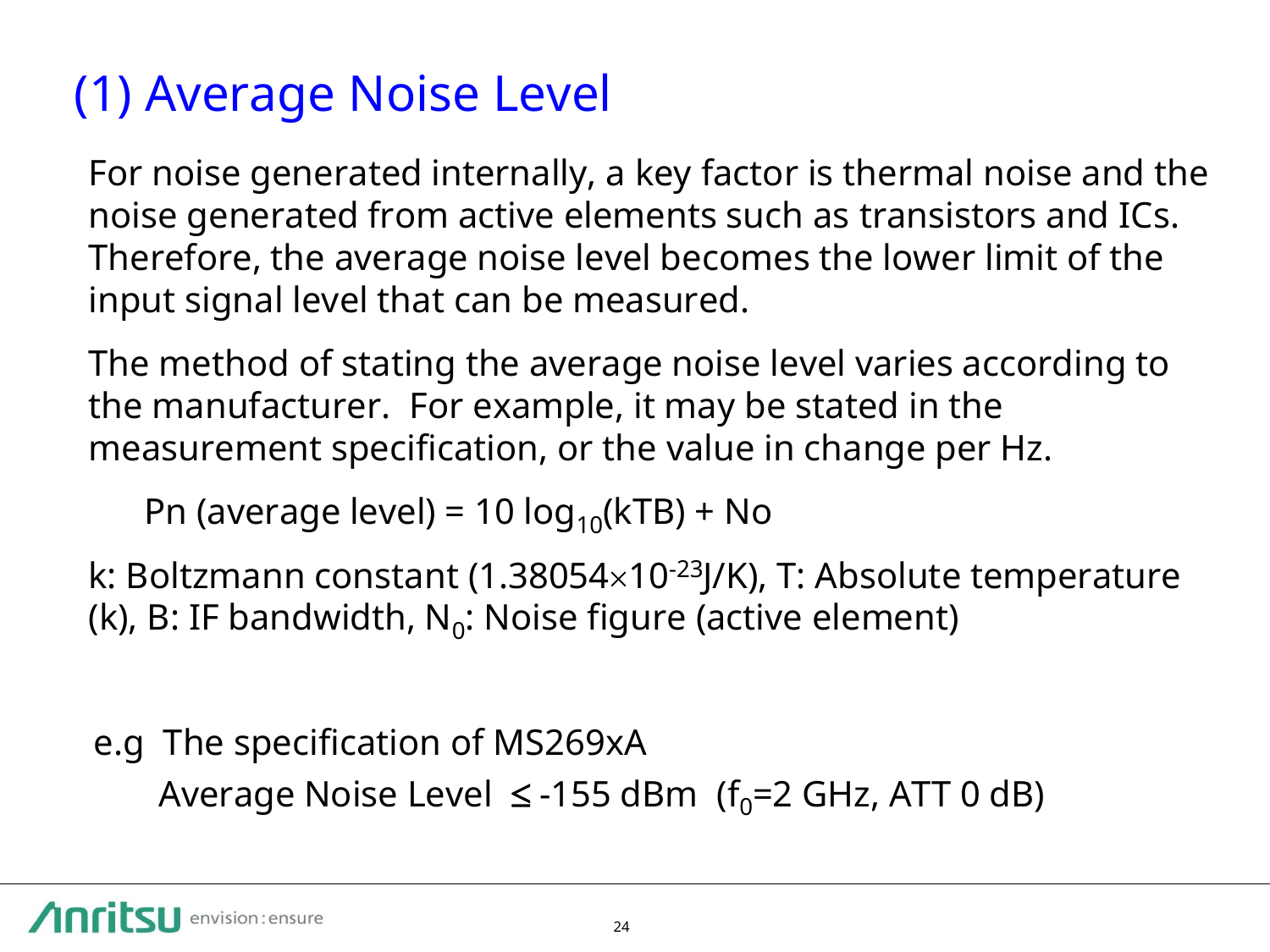# (1) Average Noise Level

For noise generated internally, a key factor is thermal noise and the noise generated from active elements such as transistors and ICs. Therefore, the average noise level becomes the lower limit of the input signal level that can be measured.

The method of stating the average noise level varies according to the manufacturer. For example, it may be stated in the measurement specification, or the value in change per Hz.

$$\text{Pn (average level)} = 10\log_{10}(kTB) + \text{No}$$

k: Boltzmann constant ($1.38054 \times 10^{-23}$ J/K), T: Absolute temperature (k), B: IF bandwidth, $N_0$: Noise figure (active element)

e.g The specification of MS269xA

Average Noise Level $\leq$ -155 dBm ($f_0$=2 GHz, ATT 0 dB)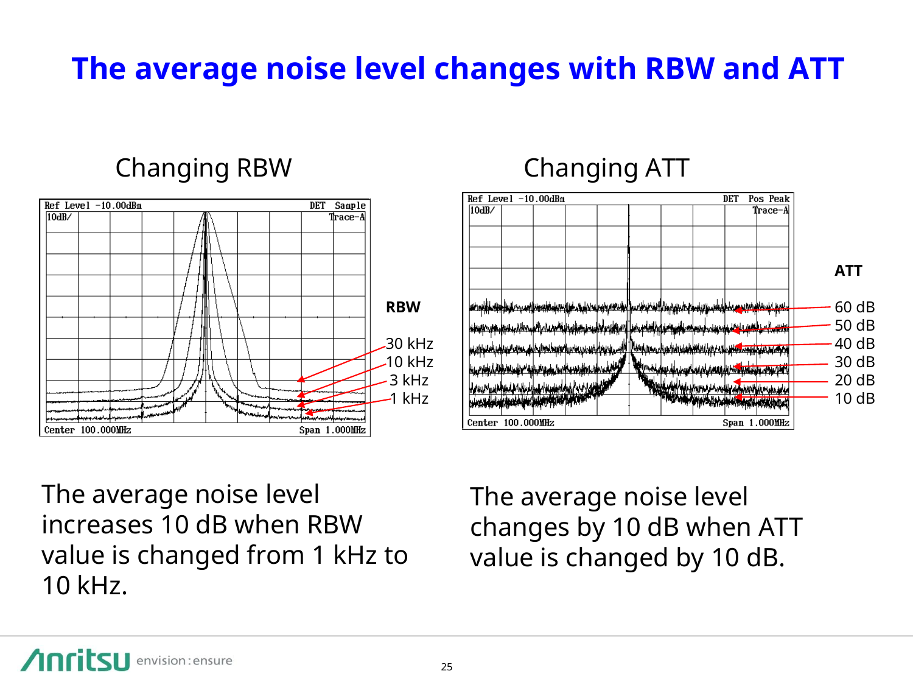# The average noise level changes with RBW and ATT

## Changing RBW

Ref Level -10.00dBm DET Sample
10dB/ Trace-A

RBW

30 kHz
10 kHz
3 kHz
1 kHz

Center 100.000MHz Span 1.000MHz

The average noise level increases 10 dB when RBW value is changed from 1 kHz to 10 kHz.

## Changing ATT

Ref Level -10.00dBm DET Pos Peak
10dB/ Trace-A

ATT

60 dB
50 dB
40 dB
30 dB
20 dB
10 dB

Center 100.000MHz Span 1.000MHz

The average noise level changes by 10 dB when ATT value is changed by 10 dB.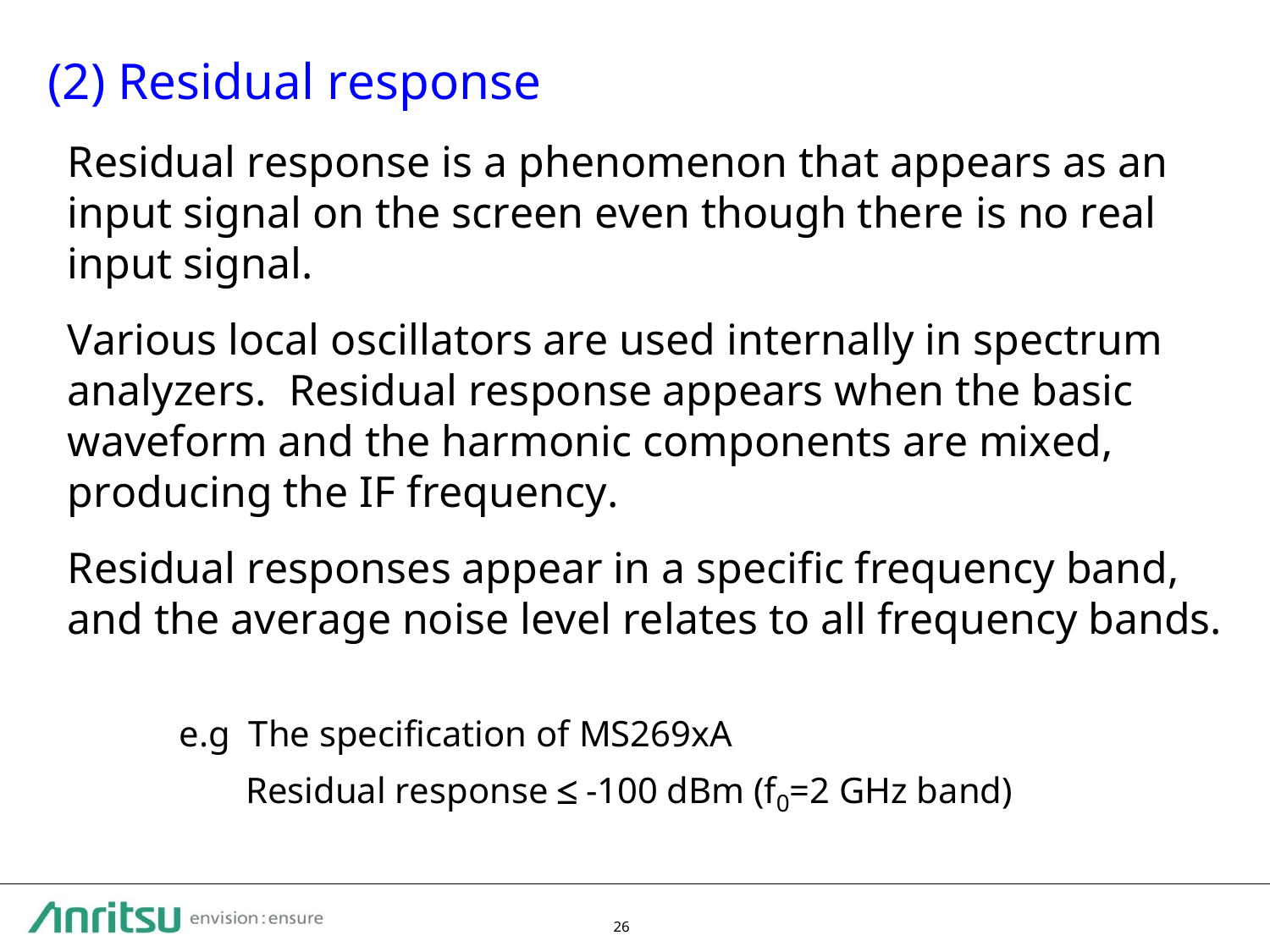## (2) Residual response

Residual response is a phenomenon that appears as an input signal on the screen even though there is no real input signal.

Various local oscillators are used internally in spectrum analyzers. Residual response appears when the basic waveform and the harmonic components are mixed, producing the IF frequency.

Residual responses appear in a specific frequency band, and the average noise level relates to all frequency bands.

e.g The specification of MS269xA

Residual response ≤ -100 dBm ($f_0$=2 GHz band)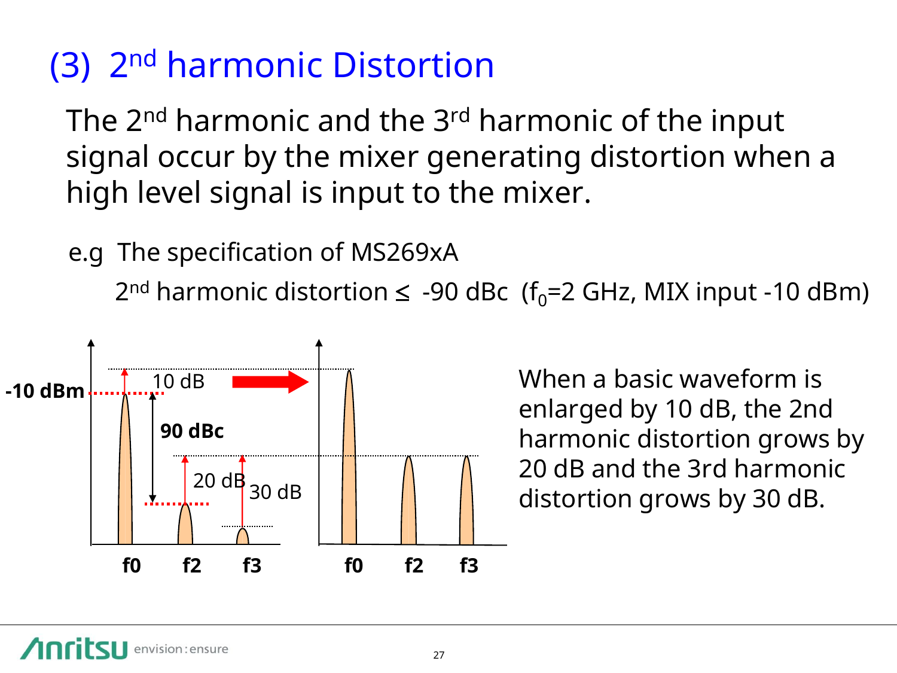# (3) $2^{nd}$ harmonic Distortion

The $2^{nd}$ harmonic and the $3^{rd}$ harmonic of the input signal occur by the mixer generating distortion when a high level signal is input to the mixer.

e.g The specification of MS269xA

$2^{nd}$ harmonic distortion ≤ -90 dBc ($f_0$=2 GHz, MIX input -10 dBm)

**-10 dBm** 10 dB **90 dBc** 20 dB 30 dB

**f0** **f2** **f3** **f0** **f2** **f3**

When a basic waveform is enlarged by 10 dB, the 2nd harmonic distortion grows by 20 dB and the 3rd harmonic distortion grows by 30 dB.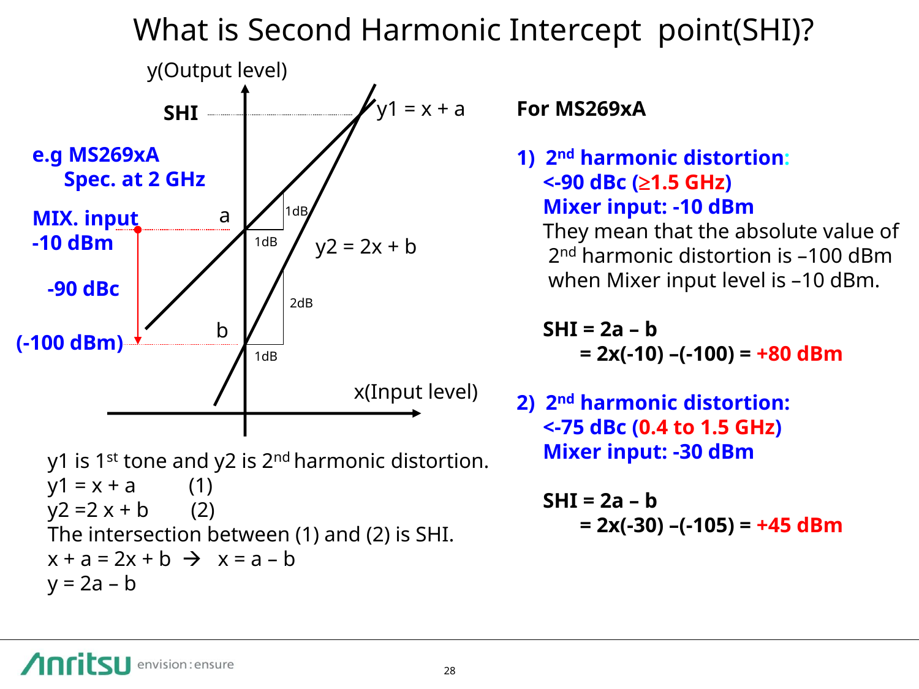# What is Second Harmonic Intercept point(SHI)?

y(Output level)

SHI

$y1 = x + a$

e.g MS269xA Spec. at 2 GHz

MIX. input -10 dBm

-90 dBc

(-100 dBm)

a

b

1dB

1dB

2dB

1dB

$y2 = 2x + b$

x(Input level)

y1 is 1st tone and y2 is 2nd harmonic distortion.

$y1 = x + a$ (1)

$y2 = 2x + b$ (2)

The intersection between (1) and (2) is SHI.

$x + a = 2x + b \rightarrow x = a - b$

$y = 2a - b$

**For MS269xA**

1) **2nd harmonic distortion:**
**<-90 dBc (≥1.5 GHz)**
**Mixer input: -10 dBm**
They mean that the absolute value of 2nd harmonic distortion is –100 dBm when Mixer input level is –10 dBm.

**SHI = 2a – b**
**= 2x(-10) –(-100) = +80 dBm**

2) **2nd harmonic distortion:**
**<-75 dBc (0.4 to 1.5 GHz)**
**Mixer input: -30 dBm**

**SHI = 2a – b**
**= 2x(-30) –(-105) = +45 dBm**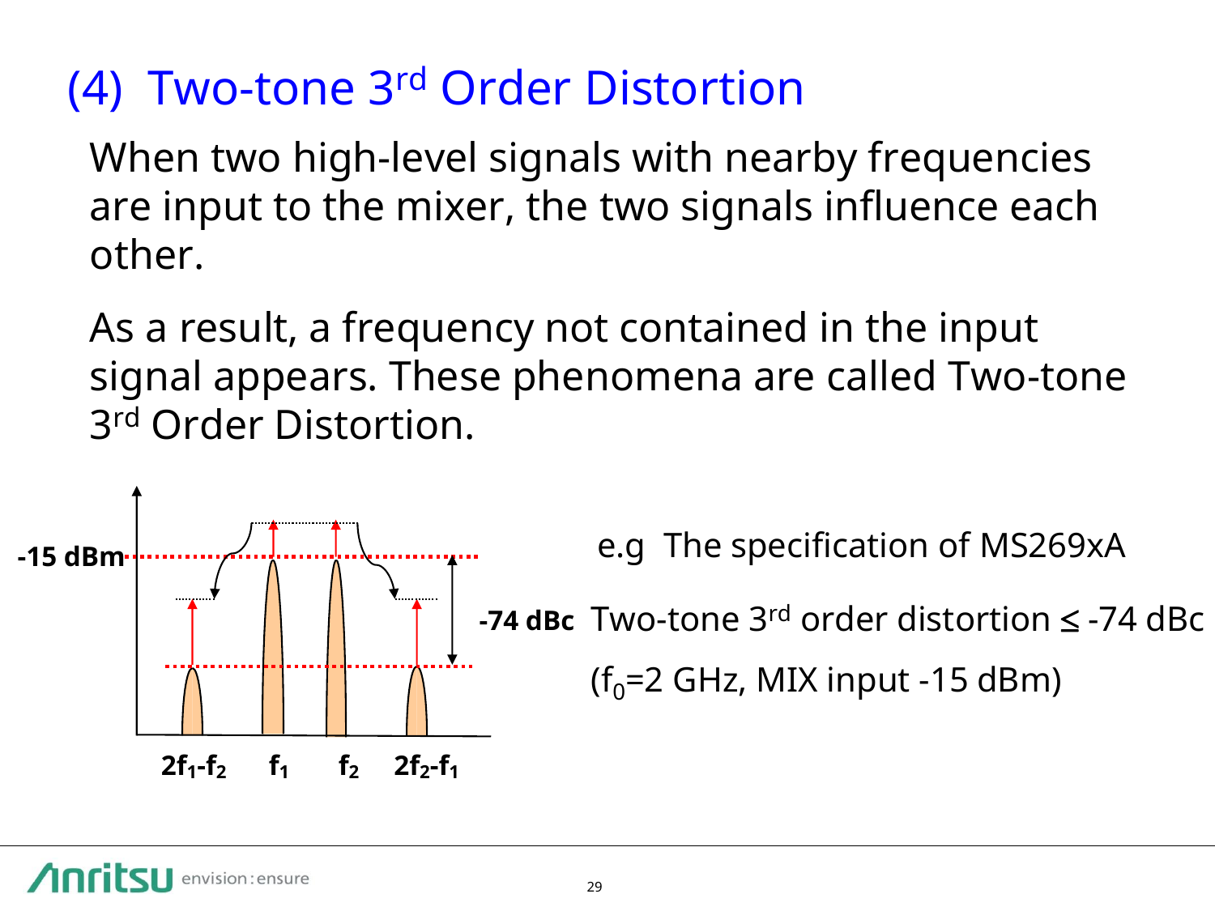# (4) Two-tone 3rd Order Distortion

When two high-level signals with nearby frequencies are input to the mixer, the two signals influence each other.

As a result, a frequency not contained in the input signal appears. These phenomena are called Two-tone 3rd Order Distortion.

-15 dBm

-74 dBc

$2f_1$-$f_2$ $f_1$ $f_2$ $2f_2$-$f_1$

e.g The specification of MS269xA

Two-tone 3rd order distortion ≤ -74 dBc

($f_0$=2 GHz, MIX input -15 dBm)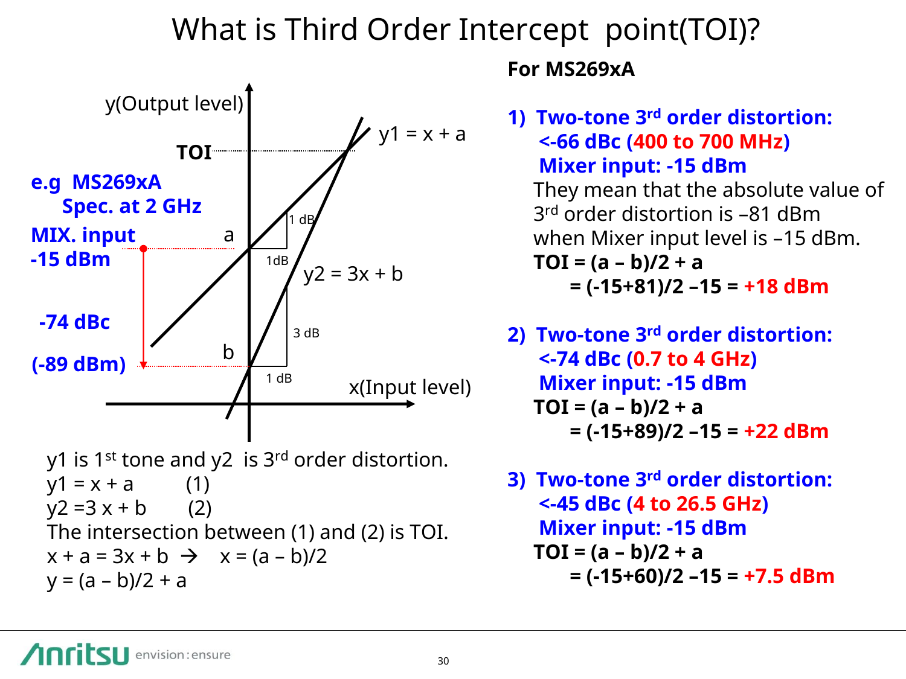# What is Third Order Intercept point(TOI)?

y(Output level)

TOI

$y1 = x + a$

**e.g MS269xA Spec. at 2 GHz**

**MIX. input -15 dBm**

a

1 dB

1dB

$y2 = 3x + b$

**-74 dBc**

3 dB

**(-89 dBm)**

b

1 dB

x(Input level)

y1 is 1st tone and y2 is 3rd order distortion.

$y1 = x + a$ (1)

$y2 = 3x + b$ (2)

The intersection between (1) and (2) is TOI.

$x + a = 3x + b \rightarrow x = (a - b)/2$

$y = (a - b)/2 + a$

**For MS269xA**

1) **Two-tone 3rd order distortion:**
   **<-66 dBc (400 to 700 MHz)**
   **Mixer input: -15 dBm**
   They mean that the absolute value of 3rd order distortion is –81 dBm when Mixer input level is –15 dBm.
   **TOI = (a – b)/2 + a**
   **= (-15+81)/2 –15 = +18 dBm**

2) **Two-tone 3rd order distortion:**
   **<-74 dBc (0.7 to 4 GHz)**
   **Mixer input: -15 dBm**
   **TOI = (a – b)/2 + a**
   **= (-15+89)/2 –15 = +22 dBm**

3) **Two-tone 3rd order distortion:**
   **<-45 dBc (4 to 26.5 GHz)**
   **Mixer input: -15 dBm**
   **TOI = (a – b)/2 + a**
   **= (-15+60)/2 –15 = +7.5 dBm**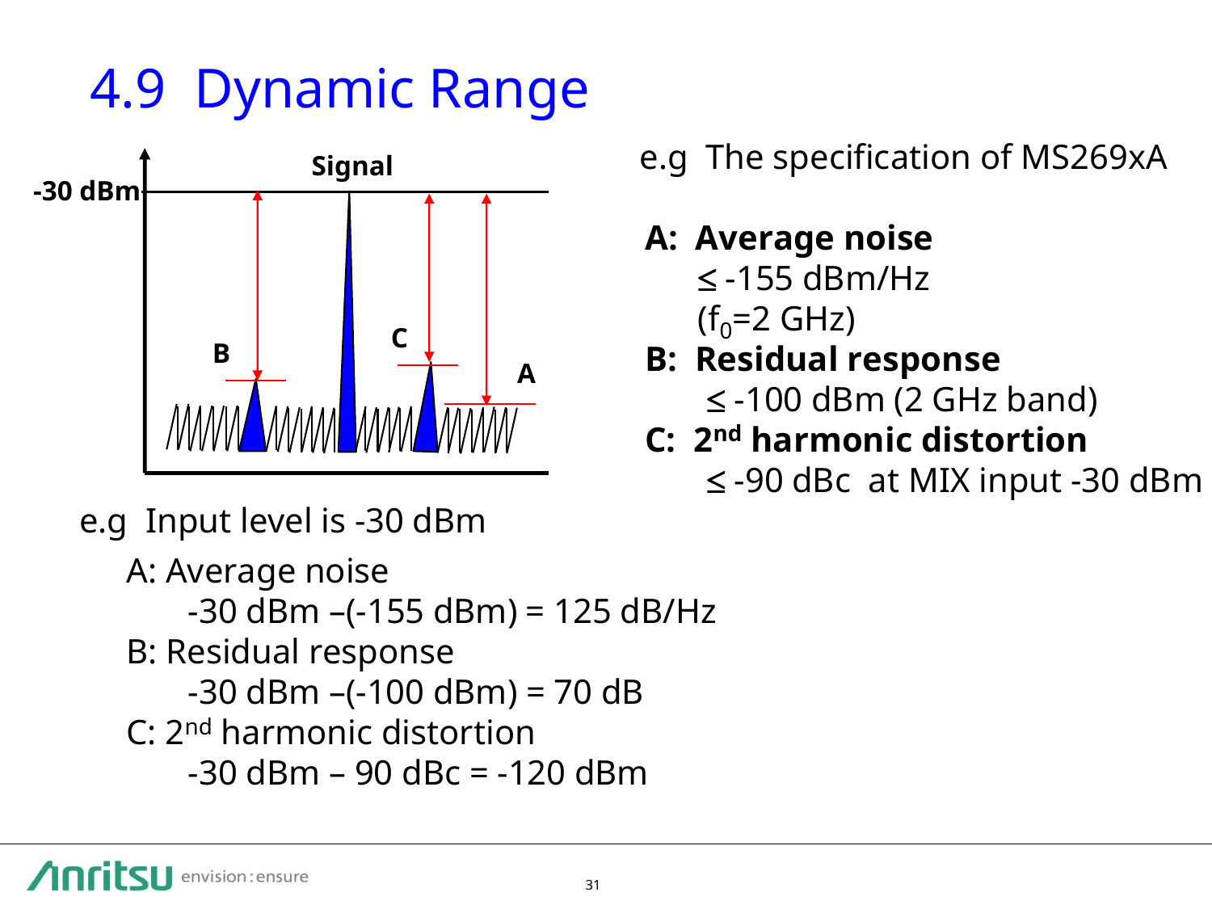# 4.9 Dynamic Range

e.g The specification of MS269xA

**A: Average noise**

≤ -155 dBm/Hz

($f_0$=2 GHz)

**B: Residual response**

≤ -100 dBm (2 GHz band)

**C: 2nd harmonic distortion**

≤ -90 dBc at MIX input -30 dBm

e.g Input level is -30 dBm

A: Average noise

-30 dBm –(-155 dBm) = 125 dB/Hz

B: Residual response

-30 dBm –(-100 dBm) = 70 dB

C: 2nd harmonic distortion

-30 dBm – 90 dBc = -120 dBm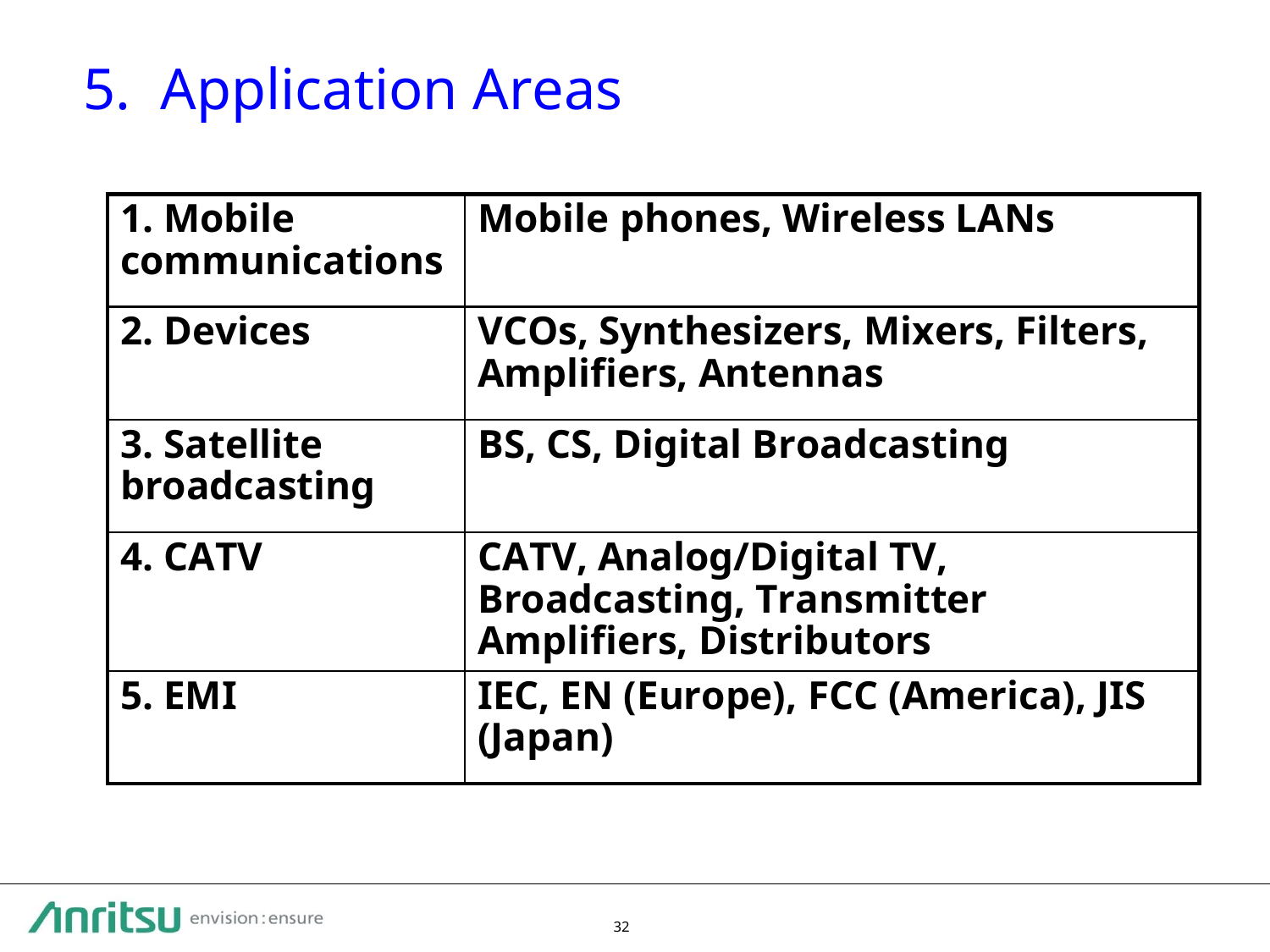# 5. Application Areas

| | |
|---|---|
| **1. Mobile communications** | **Mobile phones, Wireless LANs** |
| **2. Devices** | **VCOs, Synthesizers, Mixers, Filters, Amplifiers, Antennas** |
| **3. Satellite broadcasting** | **BS, CS, Digital Broadcasting** |
| **4. CATV** | **CATV, Analog/Digital TV, Broadcasting, Transmitter Amplifiers, Distributors** |
| **5. EMI** | **IEC, EN (Europe), FCC (America), JIS (Japan)** |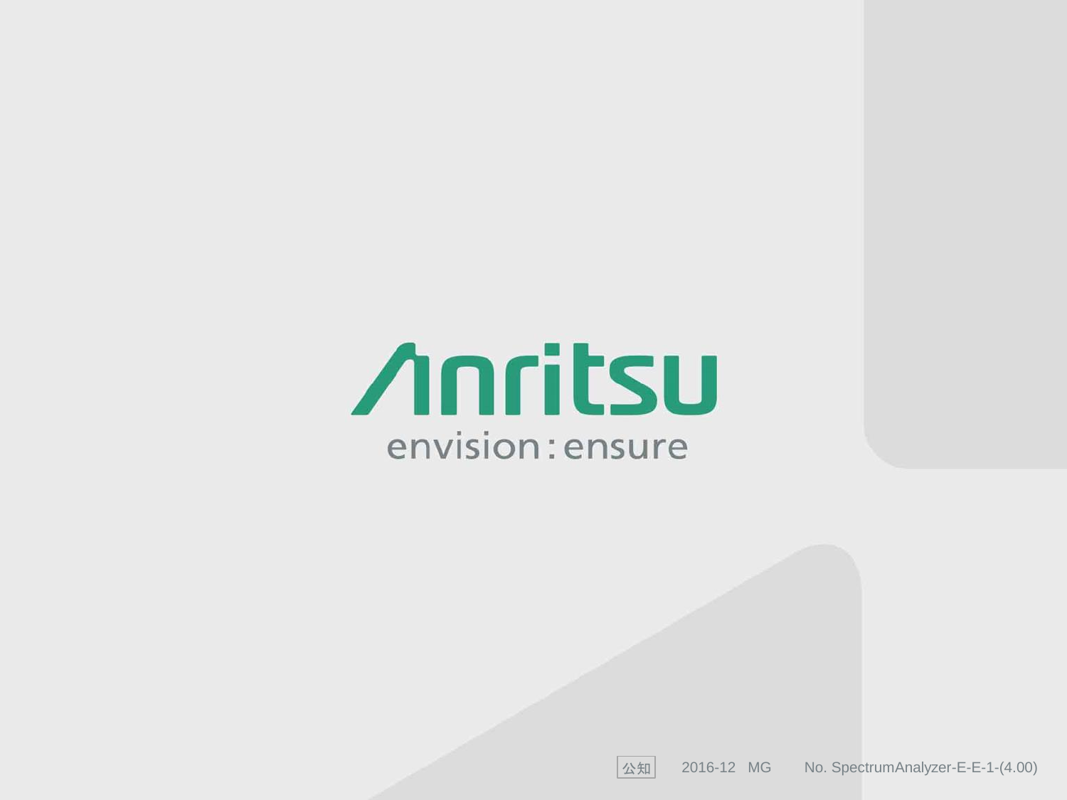Anritsu

envision : ensure

公知 2016-12 MG No. SpectrumAnalyzer-E-E-1-(4.00)